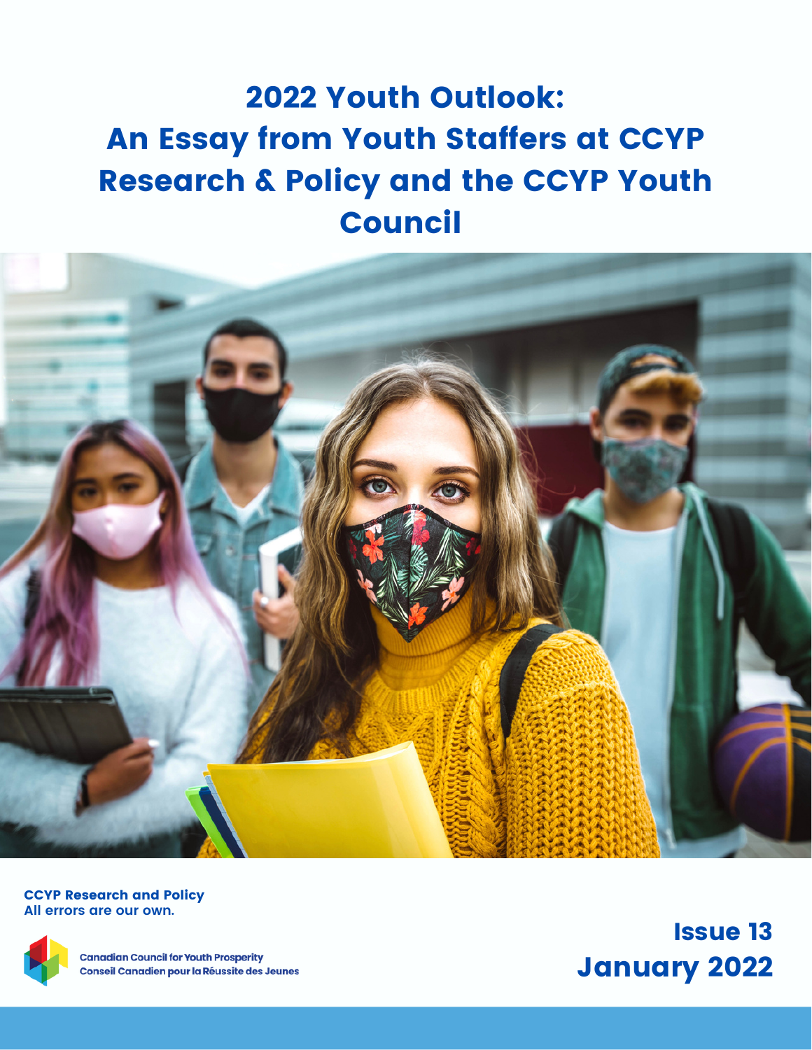# 2022 Youth Outlook: An Essay from Youth Staffers at CCYP Research & Policy and the CCYP Youth Council

**CCYP Research and Policy**
**All errors are our own.**

Canadian Council for Youth Prosperity
Conseil Canadien pour la Réussite des Jeunes

**Issue 13**
**January 2022**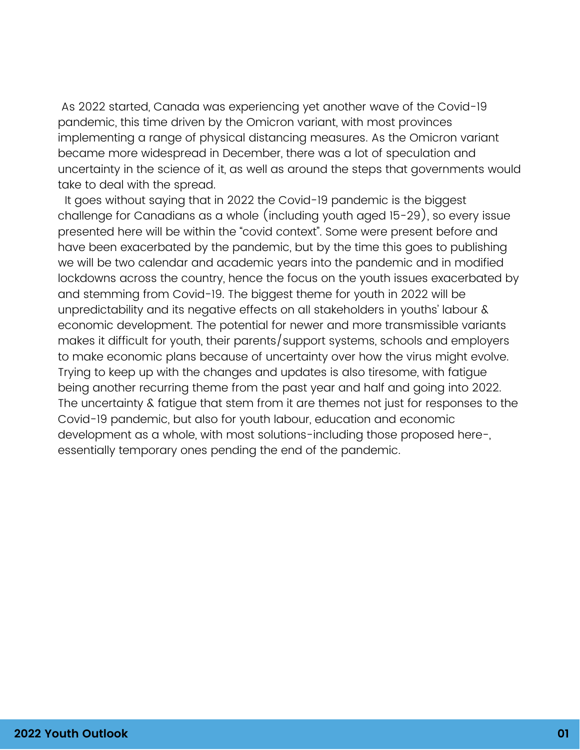As 2022 started, Canada was experiencing yet another wave of the Covid-19 pandemic, this time driven by the Omicron variant, with most provinces implementing a range of physical distancing measures. As the Omicron variant became more widespread in December, there was a lot of speculation and uncertainty in the science of it, as well as around the steps that governments would take to deal with the spread.

It goes without saying that in 2022 the Covid-19 pandemic is the biggest challenge for Canadians as a whole (including youth aged 15-29), so every issue presented here will be within the "covid context". Some were present before and have been exacerbated by the pandemic, but by the time this goes to publishing we will be two calendar and academic years into the pandemic and in modified lockdowns across the country, hence the focus on the youth issues exacerbated by and stemming from Covid-19. The biggest theme for youth in 2022 will be unpredictability and its negative effects on all stakeholders in youths' labour & economic development. The potential for newer and more transmissible variants makes it difficult for youth, their parents/support systems, schools and employers to make economic plans because of uncertainty over how the virus might evolve. Trying to keep up with the changes and updates is also tiresome, with fatigue being another recurring theme from the past year and half and going into 2022. The uncertainty & fatigue that stem from it are themes not just for responses to the Covid-19 pandemic, but also for youth labour, education and economic development as a whole, with most solutions-including those proposed here-, essentially temporary ones pending the end of the pandemic.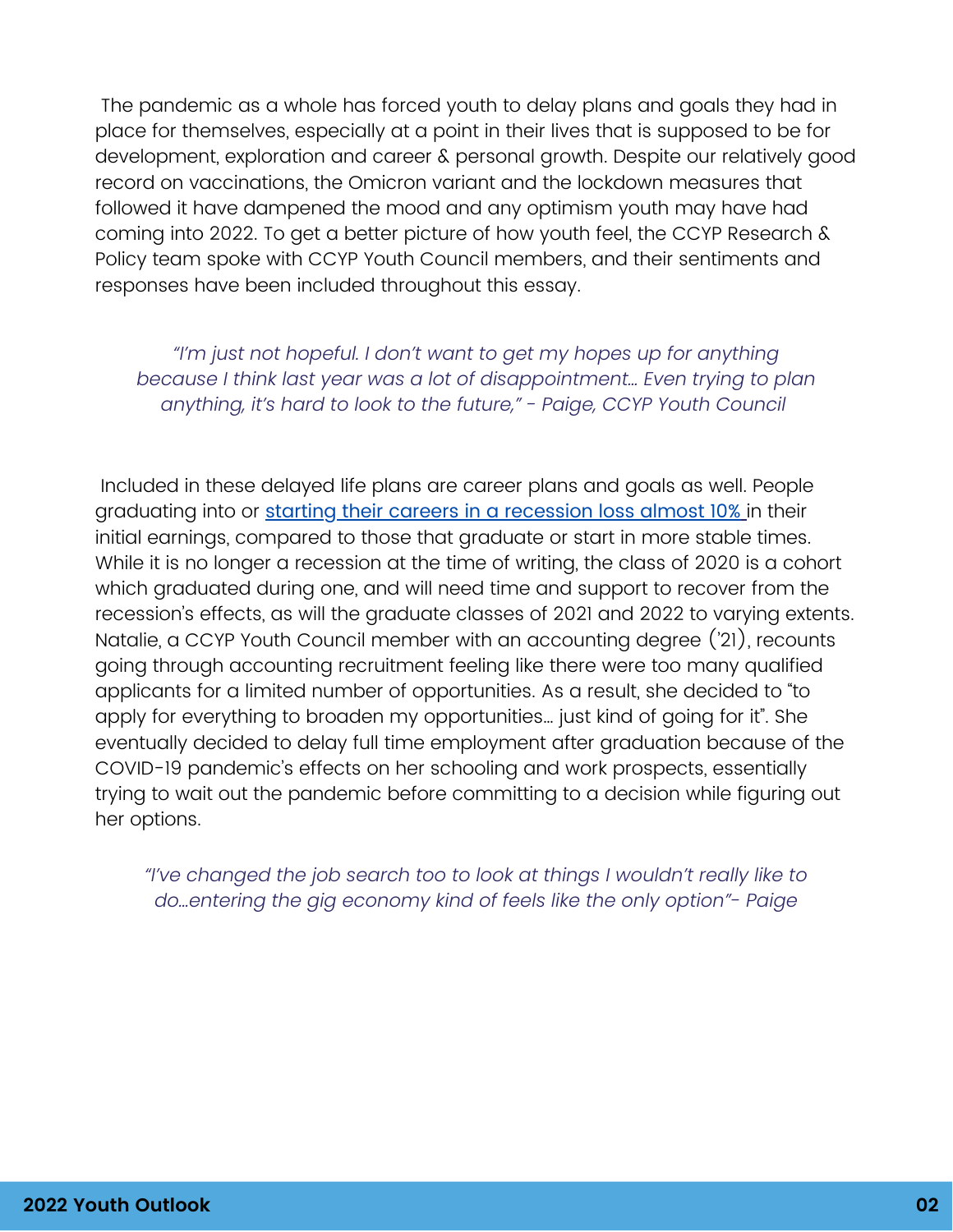The pandemic as a whole has forced youth to delay plans and goals they had in place for themselves, especially at a point in their lives that is supposed to be for development, exploration and career & personal growth. Despite our relatively good record on vaccinations, the Omicron variant and the lockdown measures that followed it have dampened the mood and any optimism youth may have had coming into 2022. To get a better picture of how youth feel, the CCYP Research & Policy team spoke with CCYP Youth Council members, and their sentiments and responses have been included throughout this essay.

> *"I'm just not hopeful. I don't want to get my hopes up for anything because I think last year was a lot of disappointment… Even trying to plan anything, it's hard to look to the future," - Paige, CCYP Youth Council*

Included in these delayed life plans are career plans and goals as well. People graduating into or starting their careers in a recession loss almost 10% in their initial earnings, compared to those that graduate or start in more stable times. While it is no longer a recession at the time of writing, the class of 2020 is a cohort which graduated during one, and will need time and support to recover from the recession's effects, as will the graduate classes of 2021 and 2022 to varying extents. Natalie, a CCYP Youth Council member with an accounting degree ('21), recounts going through accounting recruitment feeling like there were too many qualified applicants for a limited number of opportunities. As a result, she decided to "to apply for everything to broaden my opportunities… just kind of going for it". She eventually decided to delay full time employment after graduation because of the COVID-19 pandemic's effects on her schooling and work prospects, essentially trying to wait out the pandemic before committing to a decision while figuring out her options.

> *"I've changed the job search too to look at things I wouldn't really like to do…entering the gig economy kind of feels like the only option"- Paige*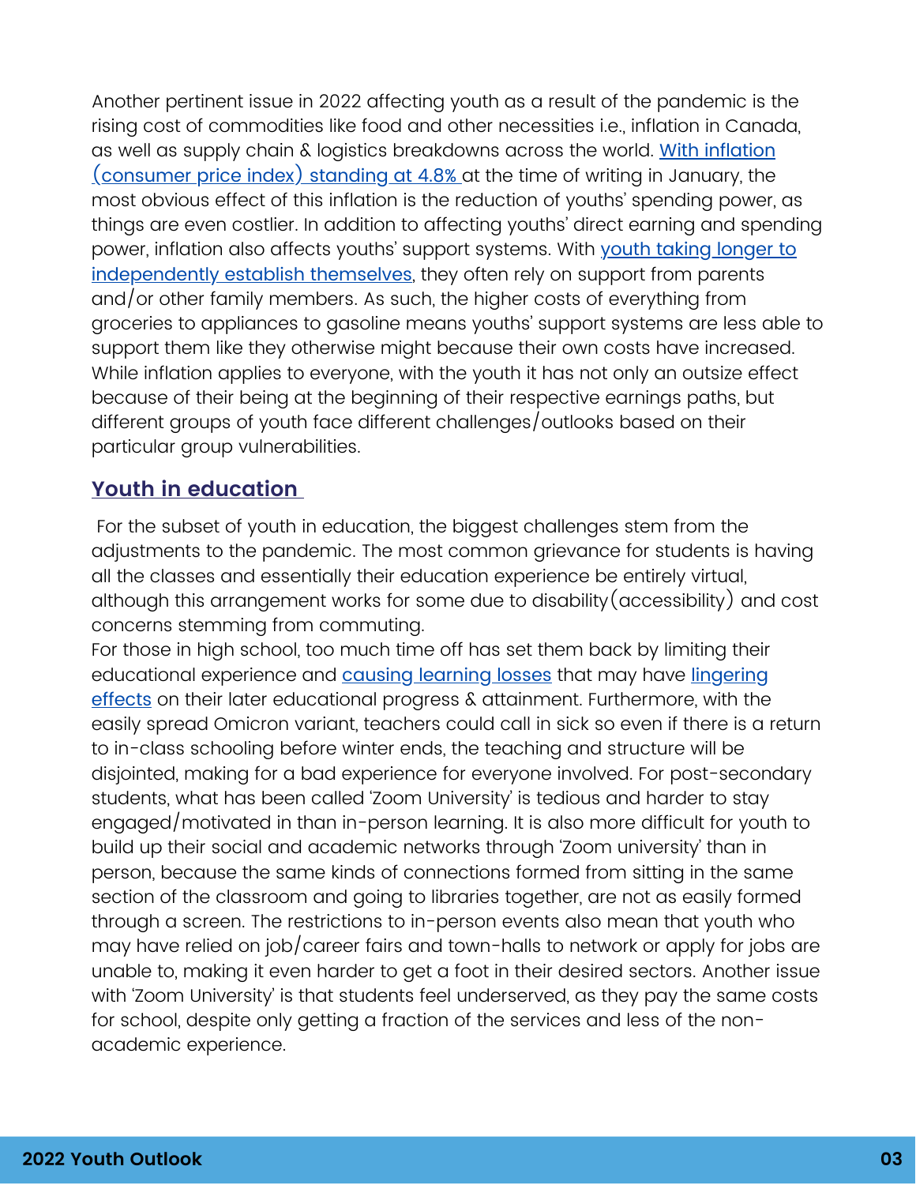Another pertinent issue in 2022 affecting youth as a result of the pandemic is the rising cost of commodities like food and other necessities i.e., inflation in Canada, as well as supply chain & logistics breakdowns across the world. With inflation (consumer price index) standing at 4.8% at the time of writing in January, the most obvious effect of this inflation is the reduction of youths' spending power, as things are even costlier. In addition to affecting youths' direct earning and spending power, inflation also affects youths' support systems. With youth taking longer to independently establish themselves, they often rely on support from parents and/or other family members. As such, the higher costs of everything from groceries to appliances to gasoline means youths' support systems are less able to support them like they otherwise might because their own costs have increased. While inflation applies to everyone, with the youth it has not only an outsize effect because of their being at the beginning of their respective earnings paths, but different groups of youth face different challenges/outlooks based on their particular group vulnerabilities.

## Youth in education

For the subset of youth in education, the biggest challenges stem from the adjustments to the pandemic. The most common grievance for students is having all the classes and essentially their education experience be entirely virtual, although this arrangement works for some due to disability(accessibility) and cost concerns stemming from commuting.

For those in high school, too much time off has set them back by limiting their educational experience and causing learning losses that may have lingering effects on their later educational progress & attainment. Furthermore, with the easily spread Omicron variant, teachers could call in sick so even if there is a return to in-class schooling before winter ends, the teaching and structure will be disjointed, making for a bad experience for everyone involved. For post-secondary students, what has been called 'Zoom University' is tedious and harder to stay engaged/motivated in than in-person learning. It is also more difficult for youth to build up their social and academic networks through 'Zoom university' than in person, because the same kinds of connections formed from sitting in the same section of the classroom and going to libraries together, are not as easily formed through a screen. The restrictions to in-person events also mean that youth who may have relied on job/career fairs and town-halls to network or apply for jobs are unable to, making it even harder to get a foot in their desired sectors. Another issue with 'Zoom University' is that students feel underserved, as they pay the same costs for school, despite only getting a fraction of the services and less of the non-academic experience.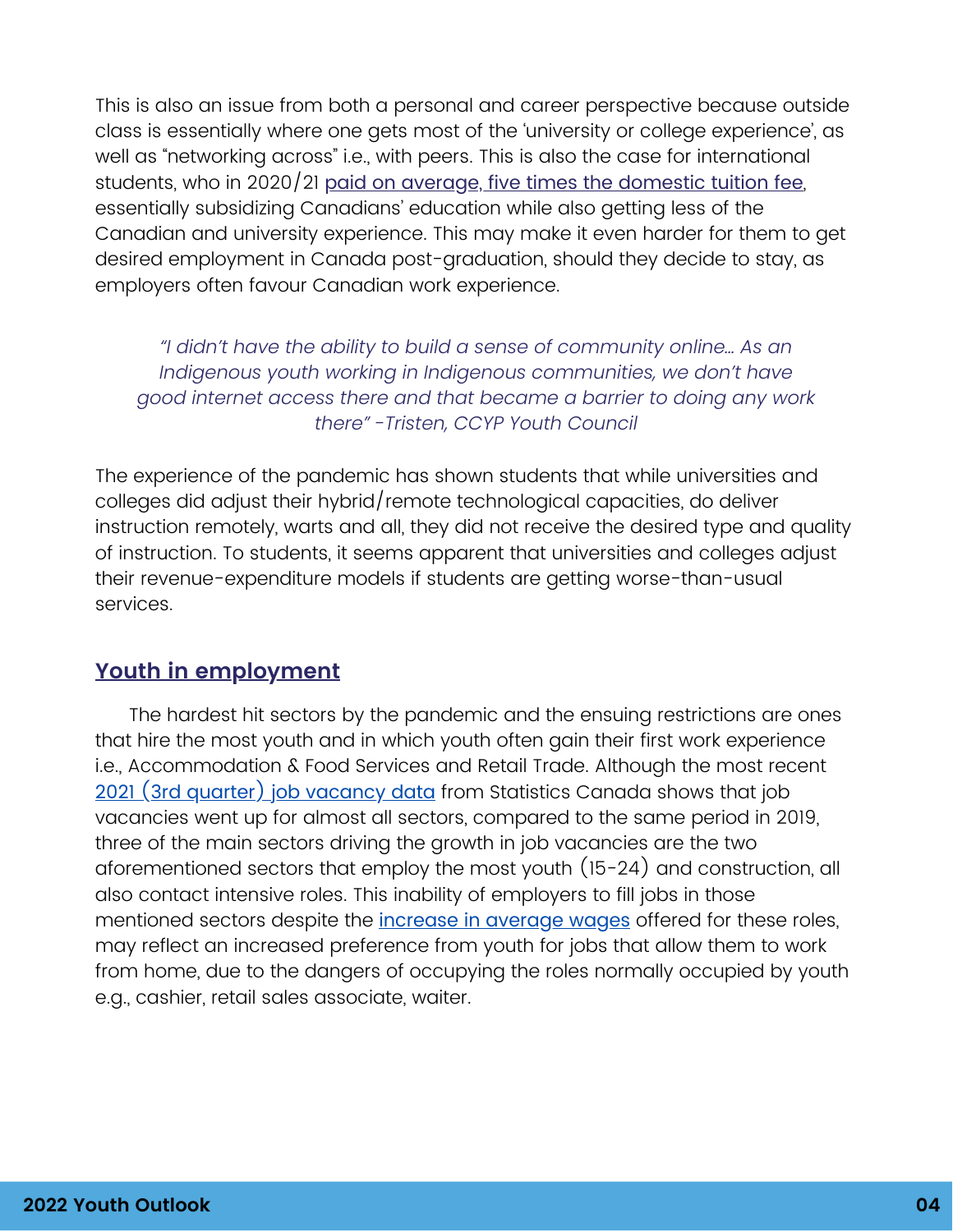This is also an issue from both a personal and career perspective because outside class is essentially where one gets most of the 'university or college experience', as well as "networking across" i.e., with peers. This is also the case for international students, who in 2020/21 paid on average, five times the domestic tuition fee, essentially subsidizing Canadians' education while also getting less of the Canadian and university experience. This may make it even harder for them to get desired employment in Canada post-graduation, should they decide to stay, as employers often favour Canadian work experience.

> *"I didn't have the ability to build a sense of community online... As an Indigenous youth working in Indigenous communities, we don't have good internet access there and that became a barrier to doing any work there" -Tristen, CCYP Youth Council*

The experience of the pandemic has shown students that while universities and colleges did adjust their hybrid/remote technological capacities, do deliver instruction remotely, warts and all, they did not receive the desired type and quality of instruction. To students, it seems apparent that universities and colleges adjust their revenue-expenditure models if students are getting worse-than-usual services.

## Youth in employment

The hardest hit sectors by the pandemic and the ensuing restrictions are ones that hire the most youth and in which youth often gain their first work experience i.e., Accommodation & Food Services and Retail Trade. Although the most recent 2021 (3rd quarter) job vacancy data from Statistics Canada shows that job vacancies went up for almost all sectors, compared to the same period in 2019, three of the main sectors driving the growth in job vacancies are the two aforementioned sectors that employ the most youth (15-24) and construction, all also contact intensive roles. This inability of employers to fill jobs in those mentioned sectors despite the increase in average wages offered for these roles, may reflect an increased preference from youth for jobs that allow them to work from home, due to the dangers of occupying the roles normally occupied by youth e.g., cashier, retail sales associate, waiter.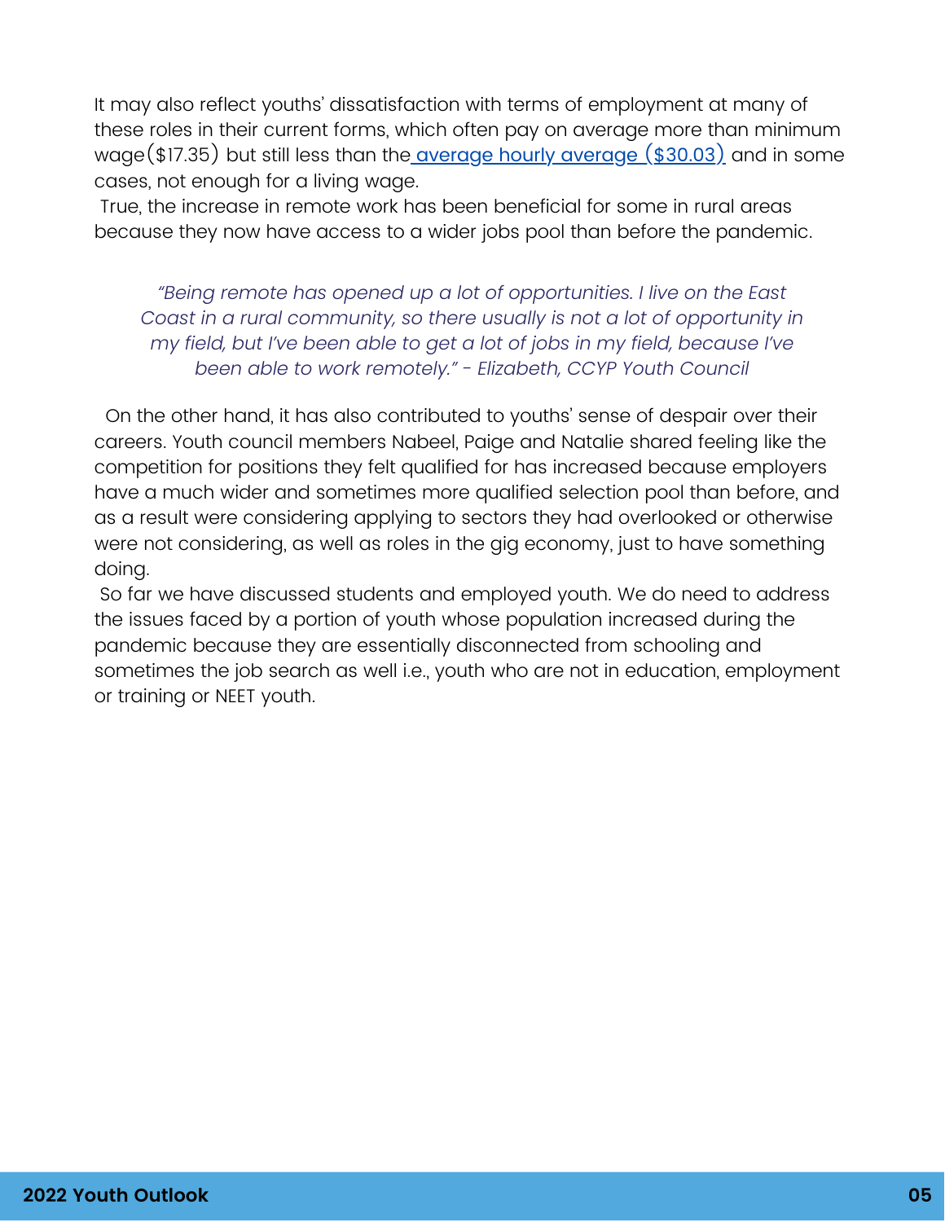It may also reflect youths' dissatisfaction with terms of employment at many of these roles in their current forms, which often pay on average more than minimum wage($17.35) but still less than the average hourly average ($30.03) and in some cases, not enough for a living wage.

True, the increase in remote work has been beneficial for some in rural areas because they now have access to a wider jobs pool than before the pandemic.

> *"Being remote has opened up a lot of opportunities. I live on the East Coast in a rural community, so there usually is not a lot of opportunity in my field, but I've been able to get a lot of jobs in my field, because I've been able to work remotely." - Elizabeth, CCYP Youth Council*

On the other hand, it has also contributed to youths' sense of despair over their careers. Youth council members Nabeel, Paige and Natalie shared feeling like the competition for positions they felt qualified for has increased because employers have a much wider and sometimes more qualified selection pool than before, and as a result were considering applying to sectors they had overlooked or otherwise were not considering, as well as roles in the gig economy, just to have something doing.

So far we have discussed students and employed youth. We do need to address the issues faced by a portion of youth whose population increased during the pandemic because they are essentially disconnected from schooling and sometimes the job search as well i.e., youth who are not in education, employment or training or NEET youth.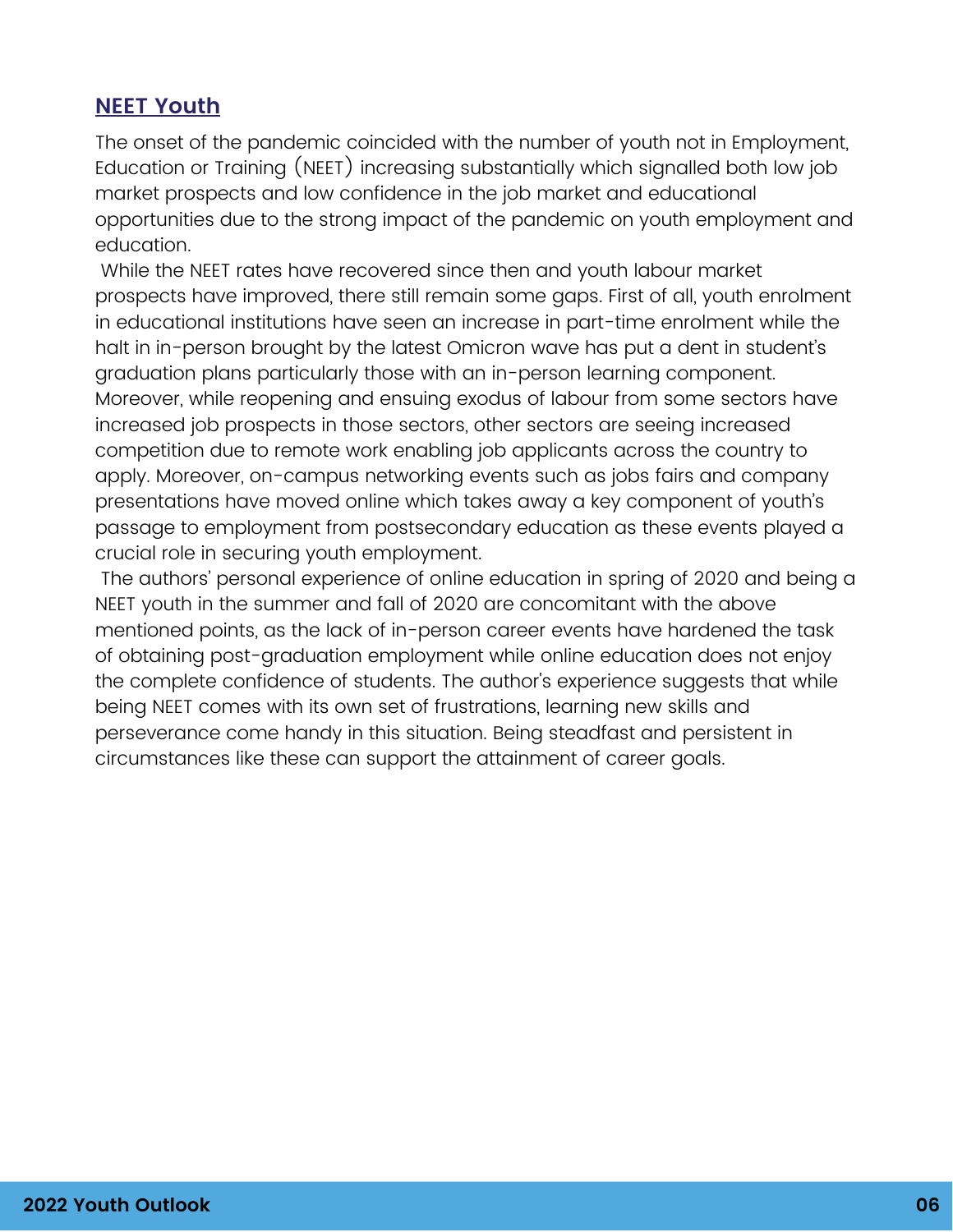## NEET Youth

The onset of the pandemic coincided with the number of youth not in Employment, Education or Training (NEET) increasing substantially which signalled both low job market prospects and low confidence in the job market and educational opportunities due to the strong impact of the pandemic on youth employment and education.

While the NEET rates have recovered since then and youth labour market prospects have improved, there still remain some gaps. First of all, youth enrolment in educational institutions have seen an increase in part-time enrolment while the halt in in-person brought by the latest Omicron wave has put a dent in student's graduation plans particularly those with an in-person learning component. Moreover, while reopening and ensuing exodus of labour from some sectors have increased job prospects in those sectors, other sectors are seeing increased competition due to remote work enabling job applicants across the country to apply. Moreover, on-campus networking events such as jobs fairs and company presentations have moved online which takes away a key component of youth's passage to employment from postsecondary education as these events played a crucial role in securing youth employment.

The authors' personal experience of online education in spring of 2020 and being a NEET youth in the summer and fall of 2020 are concomitant with the above mentioned points, as the lack of in-person career events have hardened the task of obtaining post-graduation employment while online education does not enjoy the complete confidence of students. The author's experience suggests that while being NEET comes with its own set of frustrations, learning new skills and perseverance come handy in this situation. Being steadfast and persistent in circumstances like these can support the attainment of career goals.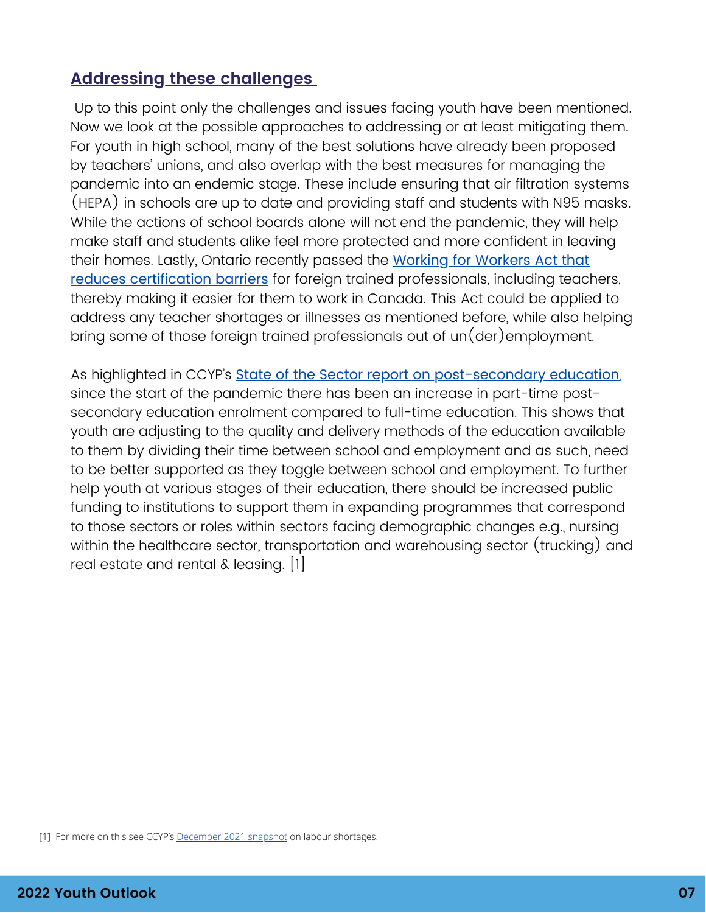## Addressing these challenges

Up to this point only the challenges and issues facing youth have been mentioned. Now we look at the possible approaches to addressing or at least mitigating them. For youth in high school, many of the best solutions have already been proposed by teachers' unions, and also overlap with the best measures for managing the pandemic into an endemic stage. These include ensuring that air filtration systems (HEPA) in schools are up to date and providing staff and students with N95 masks. While the actions of school boards alone will not end the pandemic, they will help make staff and students alike feel more protected and more confident in leaving their homes. Lastly, Ontario recently passed the Working for Workers Act that reduces certification barriers for foreign trained professionals, including teachers, thereby making it easier for them to work in Canada. This Act could be applied to address any teacher shortages or illnesses as mentioned before, while also helping bring some of those foreign trained professionals out of un(der)employment.

As highlighted in CCYP's State of the Sector report on post-secondary education, since the start of the pandemic there has been an increase in part-time post-secondary education enrolment compared to full-time education. This shows that youth are adjusting to the quality and delivery methods of the education available to them by dividing their time between school and employment and as such, need to be better supported as they toggle between school and employment. To further help youth at various stages of their education, there should be increased public funding to institutions to support them in expanding programmes that correspond to those sectors or roles within sectors facing demographic changes e.g., nursing within the healthcare sector, transportation and warehousing sector (trucking) and real estate and rental & leasing. [1]

[1] For more on this see CCYP's December 2021 snapshot on labour shortages.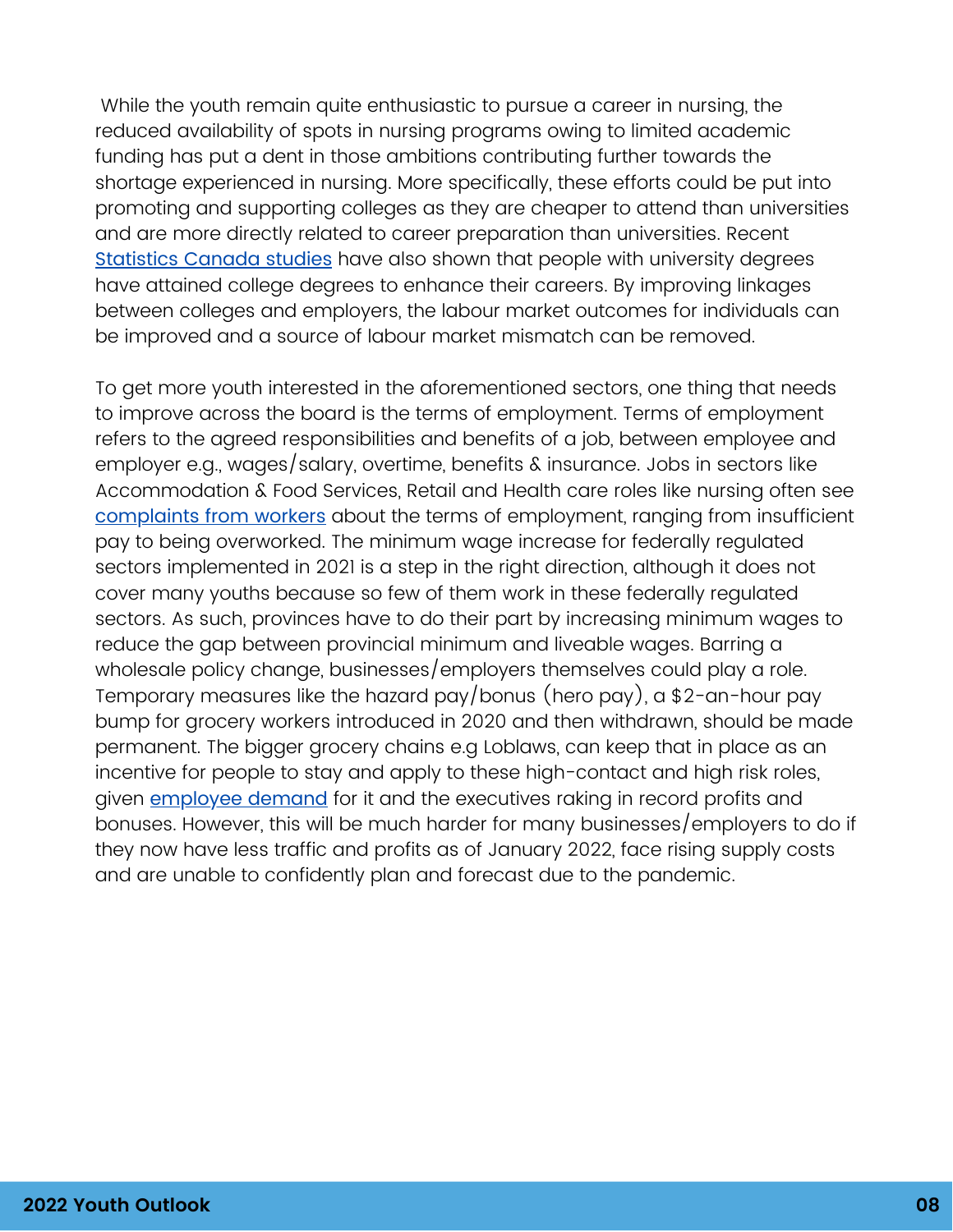While the youth remain quite enthusiastic to pursue a career in nursing, the reduced availability of spots in nursing programs owing to limited academic funding has put a dent in those ambitions contributing further towards the shortage experienced in nursing. More specifically, these efforts could be put into promoting and supporting colleges as they are cheaper to attend than universities and are more directly related to career preparation than universities. Recent Statistics Canada studies have also shown that people with university degrees have attained college degrees to enhance their careers. By improving linkages between colleges and employers, the labour market outcomes for individuals can be improved and a source of labour market mismatch can be removed.

To get more youth interested in the aforementioned sectors, one thing that needs to improve across the board is the terms of employment. Terms of employment refers to the agreed responsibilities and benefits of a job, between employee and employer e.g., wages/salary, overtime, benefits & insurance. Jobs in sectors like Accommodation & Food Services, Retail and Health care roles like nursing often see complaints from workers about the terms of employment, ranging from insufficient pay to being overworked. The minimum wage increase for federally regulated sectors implemented in 2021 is a step in the right direction, although it does not cover many youths because so few of them work in these federally regulated sectors. As such, provinces have to do their part by increasing minimum wages to reduce the gap between provincial minimum and liveable wages. Barring a wholesale policy change, businesses/employers themselves could play a role. Temporary measures like the hazard pay/bonus (hero pay), a $2-an-hour pay bump for grocery workers introduced in 2020 and then withdrawn, should be made permanent. The bigger grocery chains e.g Loblaws, can keep that in place as an incentive for people to stay and apply to these high-contact and high risk roles, given employee demand for it and the executives raking in record profits and bonuses. However, this will be much harder for many businesses/employers to do if they now have less traffic and profits as of January 2022, face rising supply costs and are unable to confidently plan and forecast due to the pandemic.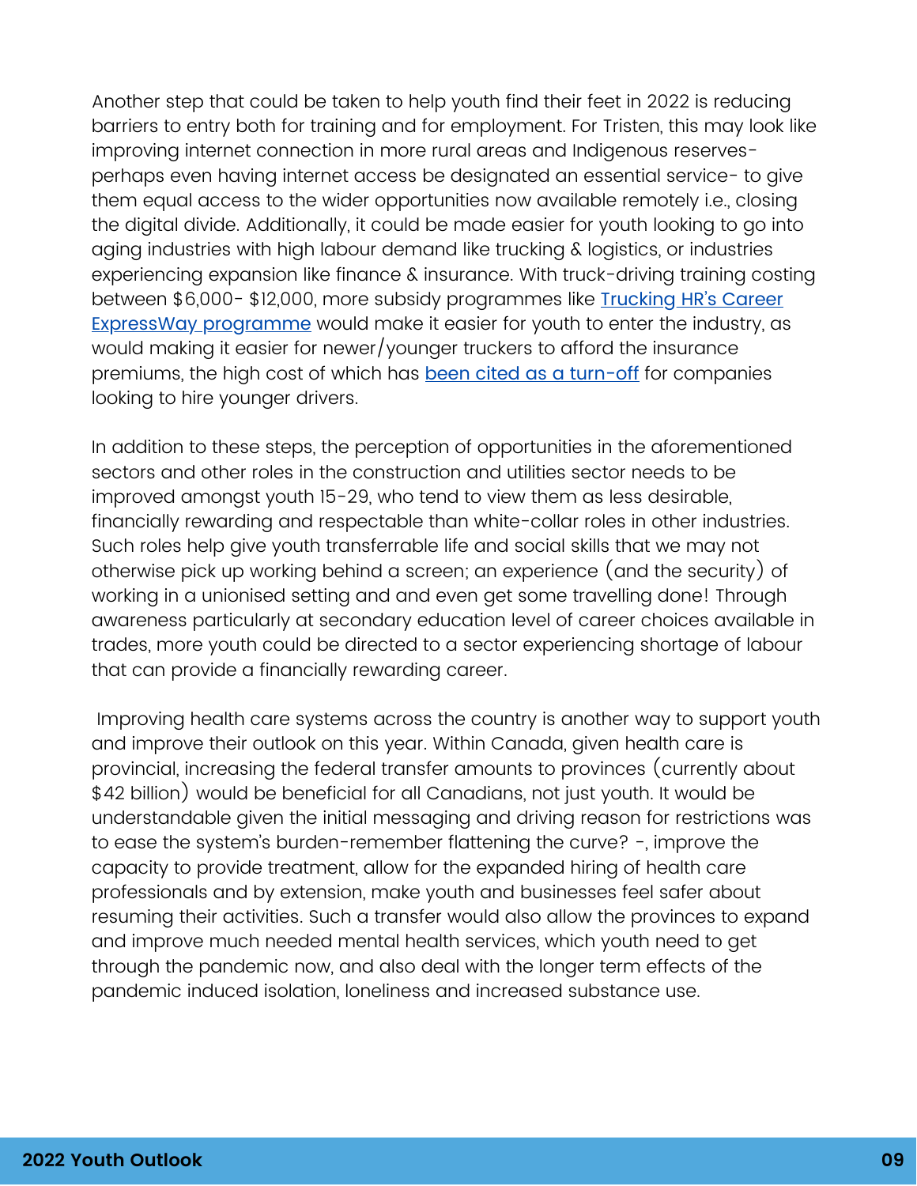Another step that could be taken to help youth find their feet in 2022 is reducing barriers to entry both for training and for employment. For Tristen, this may look like improving internet connection in more rural areas and Indigenous reserves- perhaps even having internet access be designated an essential service- to give them equal access to the wider opportunities now available remotely i.e., closing the digital divide. Additionally, it could be made easier for youth looking to go into aging industries with high labour demand like trucking & logistics, or industries experiencing expansion like finance & insurance. With truck-driving training costing between $6,000- $12,000, more subsidy programmes like [Trucking HR's Career ExpressWay programme]() would make it easier for youth to enter the industry, as would making it easier for newer/younger truckers to afford the insurance premiums, the high cost of which has [been cited as a turn-off]() for companies looking to hire younger drivers.

In addition to these steps, the perception of opportunities in the aforementioned sectors and other roles in the construction and utilities sector needs to be improved amongst youth 15-29, who tend to view them as less desirable, financially rewarding and respectable than white-collar roles in other industries. Such roles help give youth transferrable life and social skills that we may not otherwise pick up working behind a screen; an experience (and the security) of working in a unionised setting and and even get some travelling done! Through awareness particularly at secondary education level of career choices available in trades, more youth could be directed to a sector experiencing shortage of labour that can provide a financially rewarding career.

Improving health care systems across the country is another way to support youth and improve their outlook on this year. Within Canada, given health care is provincial, increasing the federal transfer amounts to provinces (currently about $42 billion) would be beneficial for all Canadians, not just youth. It would be understandable given the initial messaging and driving reason for restrictions was to ease the system's burden-remember flattening the curve? -, improve the capacity to provide treatment, allow for the expanded hiring of health care professionals and by extension, make youth and businesses feel safer about resuming their activities. Such a transfer would also allow the provinces to expand and improve much needed mental health services, which youth need to get through the pandemic now, and also deal with the longer term effects of the pandemic induced isolation, loneliness and increased substance use.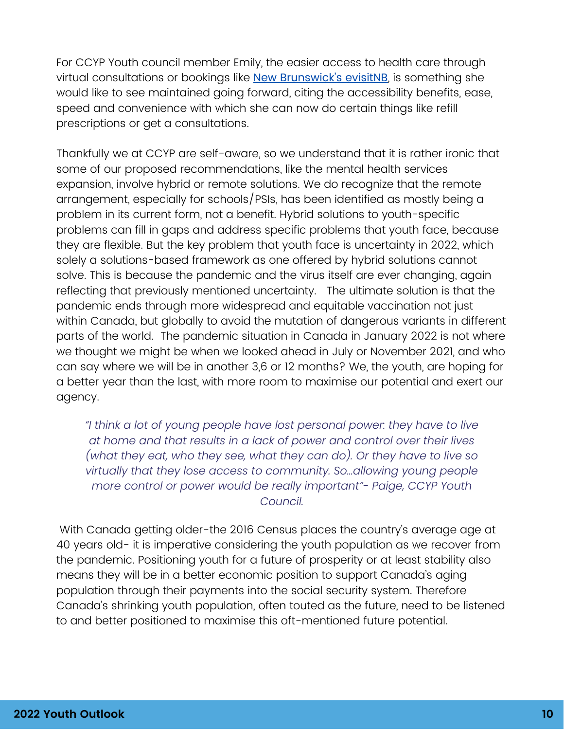For CCYP Youth council member Emily, the easier access to health care through virtual consultations or bookings like [New Brunswick's evisitNB](), is something she would like to see maintained going forward, citing the accessibility benefits, ease, speed and convenience with which she can now do certain things like refill prescriptions or get a consultations.

Thankfully we at CCYP are self-aware, so we understand that it is rather ironic that some of our proposed recommendations, like the mental health services expansion, involve hybrid or remote solutions. We do recognize that the remote arrangement, especially for schools/PSIs, has been identified as mostly being a problem in its current form, not a benefit. Hybrid solutions to youth-specific problems can fill in gaps and address specific problems that youth face, because they are flexible. But the key problem that youth face is uncertainty in 2022, which solely a solutions-based framework as one offered by hybrid solutions cannot solve. This is because the pandemic and the virus itself are ever changing, again reflecting that previously mentioned uncertainty. The ultimate solution is that the pandemic ends through more widespread and equitable vaccination not just within Canada, but globally to avoid the mutation of dangerous variants in different parts of the world. The pandemic situation in Canada in January 2022 is not where we thought we might be when we looked ahead in July or November 2021, and who can say where we will be in another 3,6 or 12 months? We, the youth, are hoping for a better year than the last, with more room to maximise our potential and exert our agency.

*"I think a lot of young people have lost personal power. they have to live at home and that results in a lack of power and control over their lives (what they eat, who they see, what they can do). Or they have to live so virtually that they lose access to community. So...allowing young people more control or power would be really important"- Paige, CCYP Youth Council.*

With Canada getting older-the 2016 Census places the country's average age at 40 years old- it is imperative considering the youth population as we recover from the pandemic. Positioning youth for a future of prosperity or at least stability also means they will be in a better economic position to support Canada's aging population through their payments into the social security system. Therefore Canada's shrinking youth population, often touted as the future, need to be listened to and better positioned to maximise this oft-mentioned future potential.